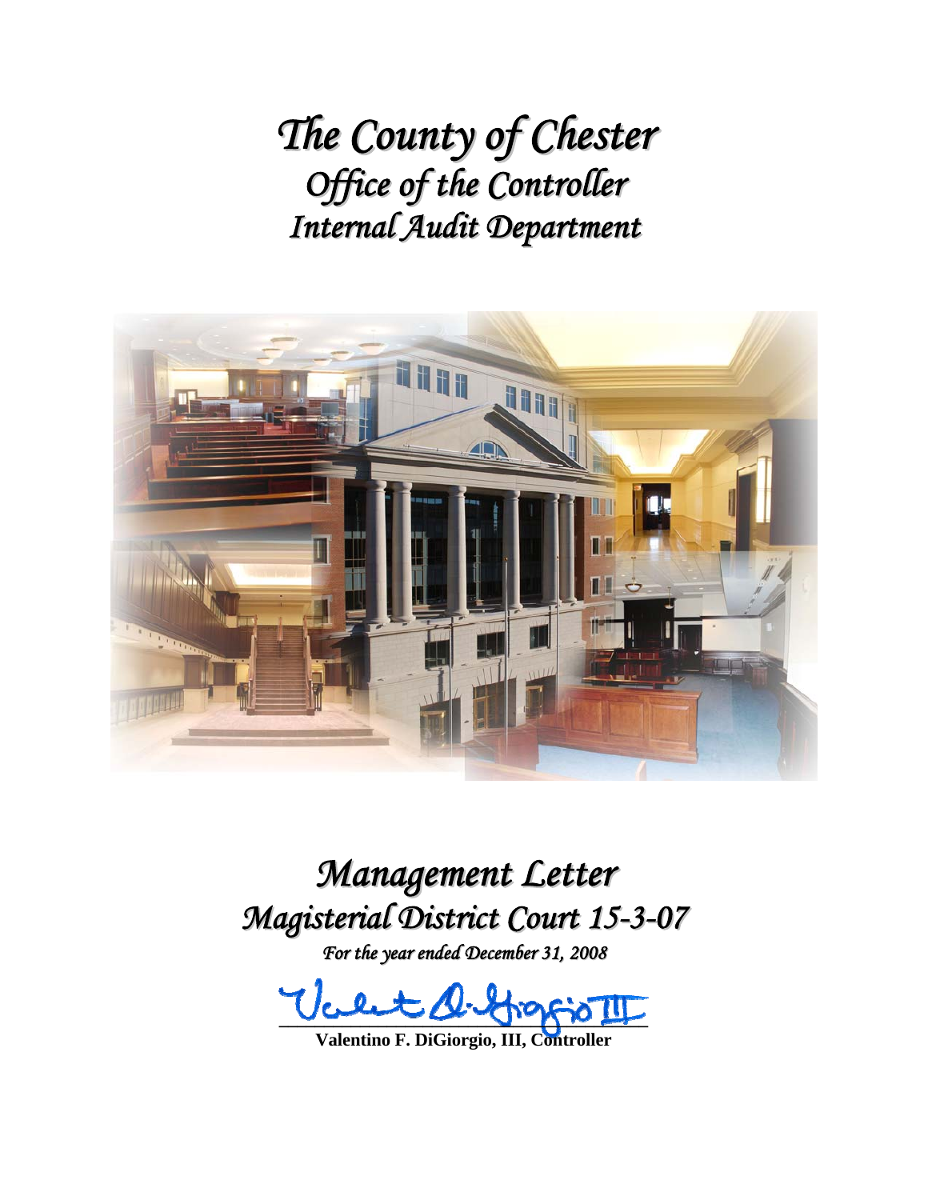# *The County of Chester*
## *Office of the Controller*
## *Internal Audit Department*

# *Management Letter*
## *Magisterial District Court 15-3-07*

*For the year ended December 31, 2008*

**Valentino F. DiGiorgio, III, Controller**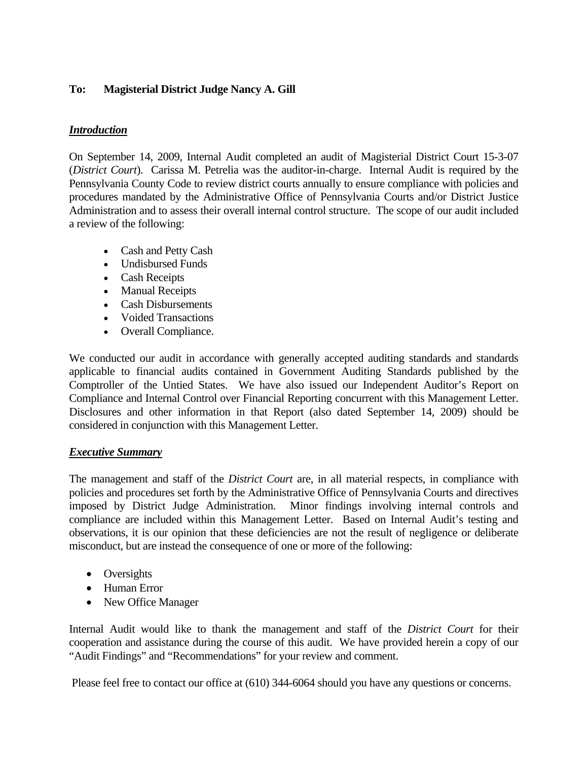**To: Magisterial District Judge Nancy A. Gill**

## *Introduction*

On September 14, 2009, Internal Audit completed an audit of Magisterial District Court 15-3-07 (*District Court*). Carissa M. Petrelia was the auditor-in-charge. Internal Audit is required by the Pennsylvania County Code to review district courts annually to ensure compliance with policies and procedures mandated by the Administrative Office of Pennsylvania Courts and/or District Justice Administration and to assess their overall internal control structure. The scope of our audit included a review of the following:

- Cash and Petty Cash
- Undisbursed Funds
- Cash Receipts
- Manual Receipts
- Cash Disbursements
- Voided Transactions
- Overall Compliance.

We conducted our audit in accordance with generally accepted auditing standards and standards applicable to financial audits contained in Government Auditing Standards published by the Comptroller of the Untied States. We have also issued our Independent Auditor's Report on Compliance and Internal Control over Financial Reporting concurrent with this Management Letter. Disclosures and other information in that Report (also dated September 14, 2009) should be considered in conjunction with this Management Letter.

## *Executive Summary*

The management and staff of the *District Court* are, in all material respects, in compliance with policies and procedures set forth by the Administrative Office of Pennsylvania Courts and directives imposed by District Judge Administration. Minor findings involving internal controls and compliance are included within this Management Letter. Based on Internal Audit's testing and observations, it is our opinion that these deficiencies are not the result of negligence or deliberate misconduct, but are instead the consequence of one or more of the following:

- Oversights
- Human Error
- New Office Manager

Internal Audit would like to thank the management and staff of the *District Court* for their cooperation and assistance during the course of this audit. We have provided herein a copy of our "Audit Findings" and "Recommendations" for your review and comment.

Please feel free to contact our office at (610) 344-6064 should you have any questions or concerns.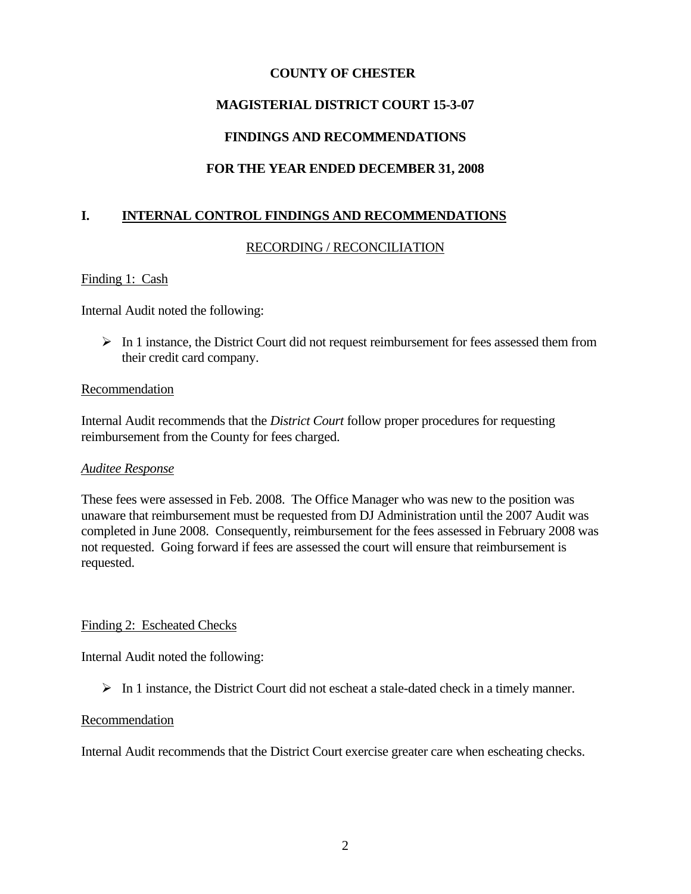**COUNTY OF CHESTER**

**MAGISTERIAL DISTRICT COURT 15-3-07**

**FINDINGS AND RECOMMENDATIONS**

**FOR THE YEAR ENDED DECEMBER 31, 2008**

## I. INTERNAL CONTROL FINDINGS AND RECOMMENDATIONS

### RECORDING / RECONCILIATION

Finding 1: Cash

Internal Audit noted the following:

- In 1 instance, the District Court did not request reimbursement for fees assessed them from their credit card company.

Recommendation

Internal Audit recommends that the *District Court* follow proper procedures for requesting reimbursement from the County for fees charged.

*Auditee Response*

These fees were assessed in Feb. 2008. The Office Manager who was new to the position was unaware that reimbursement must be requested from DJ Administration until the 2007 Audit was completed in June 2008. Consequently, reimbursement for the fees assessed in February 2008 was not requested. Going forward if fees are assessed the court will ensure that reimbursement is requested.

Finding 2: Escheated Checks

Internal Audit noted the following:

- In 1 instance, the District Court did not escheat a stale-dated check in a timely manner.

Recommendation

Internal Audit recommends that the District Court exercise greater care when escheating checks.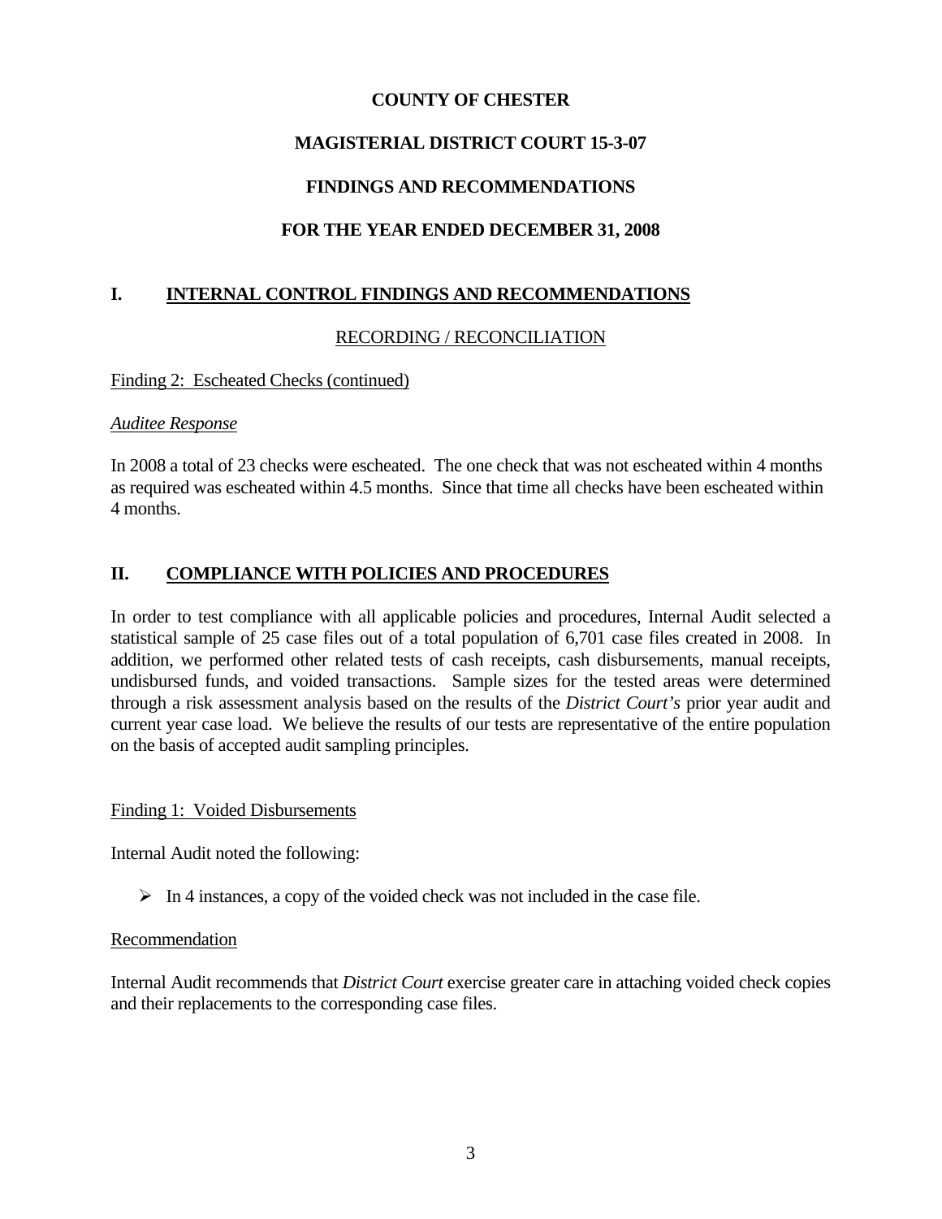# COUNTY OF CHESTER

## MAGISTERIAL DISTRICT COURT 15-3-07

## FINDINGS AND RECOMMENDATIONS

## FOR THE YEAR ENDED DECEMBER 31, 2008

## I. INTERNAL CONTROL FINDINGS AND RECOMMENDATIONS

### RECORDING / RECONCILIATION

Finding 2: Escheated Checks (continued)

*Auditee Response*

In 2008 a total of 23 checks were escheated. The one check that was not escheated within 4 months as required was escheated within 4.5 months. Since that time all checks have been escheated within 4 months.

## II. COMPLIANCE WITH POLICIES AND PROCEDURES

In order to test compliance with all applicable policies and procedures, Internal Audit selected a statistical sample of 25 case files out of a total population of 6,701 case files created in 2008. In addition, we performed other related tests of cash receipts, cash disbursements, manual receipts, undisbursed funds, and voided transactions. Sample sizes for the tested areas were determined through a risk assessment analysis based on the results of the *District Court's* prior year audit and current year case load. We believe the results of our tests are representative of the entire population on the basis of accepted audit sampling principles.

Finding 1: Voided Disbursements

Internal Audit noted the following:

- In 4 instances, a copy of the voided check was not included in the case file.

Recommendation

Internal Audit recommends that *District Court* exercise greater care in attaching voided check copies and their replacements to the corresponding case files.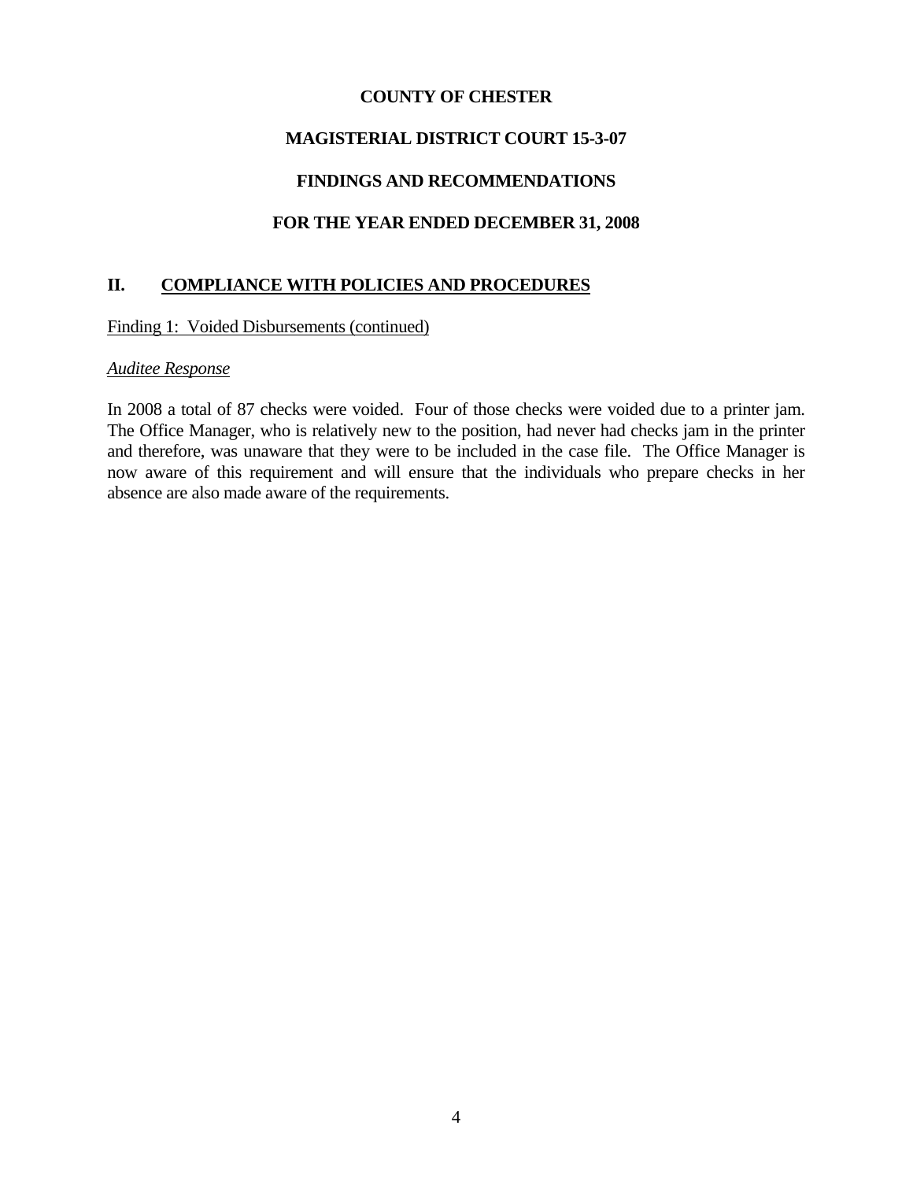**COUNTY OF CHESTER**

**MAGISTERIAL DISTRICT COURT 15-3-07**

**FINDINGS AND RECOMMENDATIONS**

**FOR THE YEAR ENDED DECEMBER 31, 2008**

## II. COMPLIANCE WITH POLICIES AND PROCEDURES

Finding 1: Voided Disbursements (continued)

*Auditee Response*

In 2008 a total of 87 checks were voided. Four of those checks were voided due to a printer jam. The Office Manager, who is relatively new to the position, had never had checks jam in the printer and therefore, was unaware that they were to be included in the case file. The Office Manager is now aware of this requirement and will ensure that the individuals who prepare checks in her absence are also made aware of the requirements.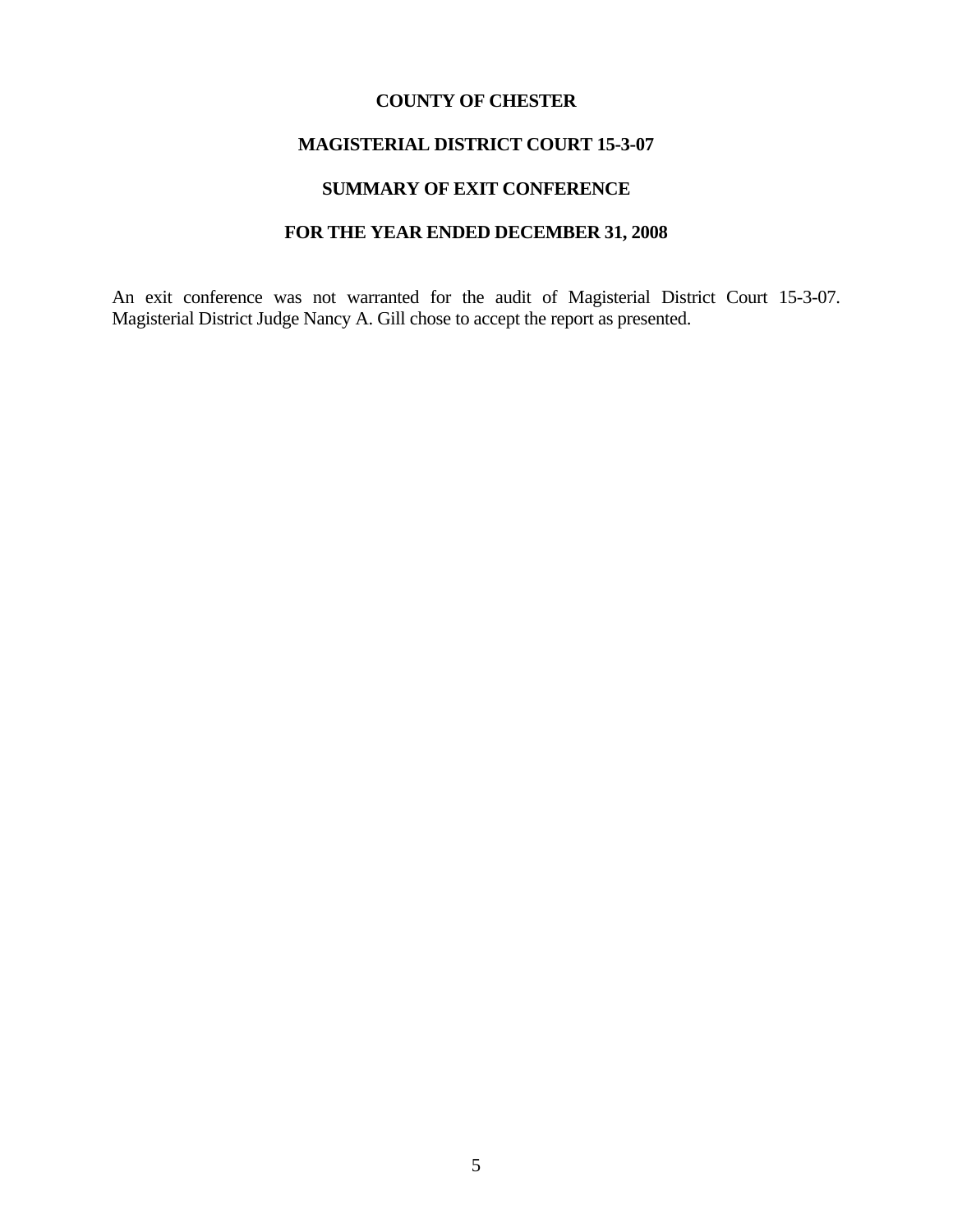# COUNTY OF CHESTER

## MAGISTERIAL DISTRICT COURT 15-3-07

## SUMMARY OF EXIT CONFERENCE

## FOR THE YEAR ENDED DECEMBER 31, 2008

An exit conference was not warranted for the audit of Magisterial District Court 15-3-07. Magisterial District Judge Nancy A. Gill chose to accept the report as presented.